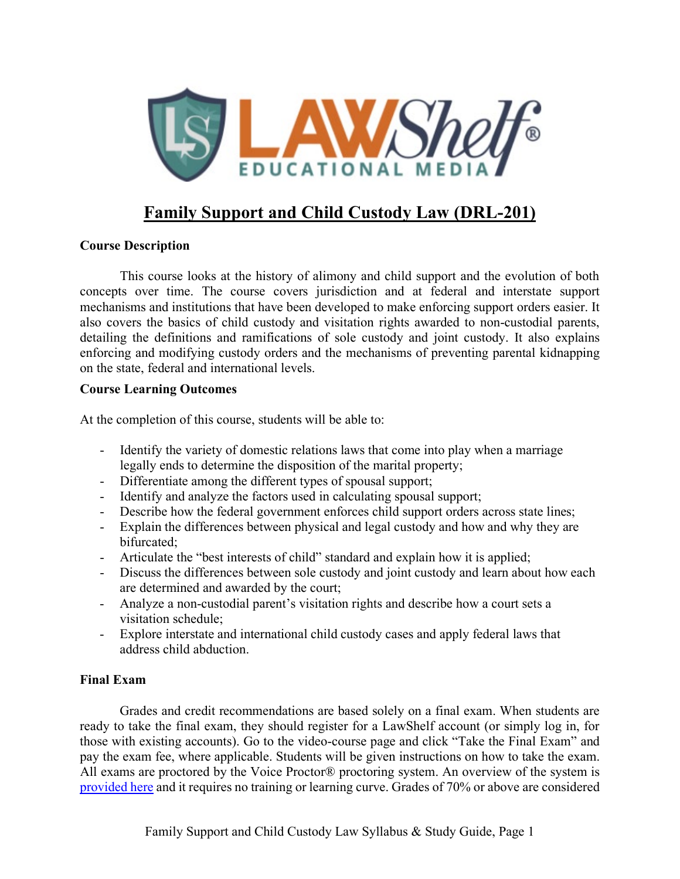# Family Support and Child Custody Law (DRL-201)

## Course Description

This course looks at the history of alimony and child support and the evolution of both concepts over time. The course covers jurisdiction and at federal and interstate support mechanisms and institutions that have been developed to make enforcing support orders easier. It also covers the basics of child custody and visitation rights awarded to non-custodial parents, detailing the definitions and ramifications of sole custody and joint custody. It also explains enforcing and modifying custody orders and the mechanisms of preventing parental kidnapping on the state, federal and international levels.

## Course Learning Outcomes

At the completion of this course, students will be able to:

- Identify the variety of domestic relations laws that come into play when a marriage legally ends to determine the disposition of the marital property;
- Differentiate among the different types of spousal support;
- Identify and analyze the factors used in calculating spousal support;
- Describe how the federal government enforces child support orders across state lines;
- Explain the differences between physical and legal custody and how and why they are bifurcated;
- Articulate the "best interests of child" standard and explain how it is applied;
- Discuss the differences between sole custody and joint custody and learn about how each are determined and awarded by the court;
- Analyze a non-custodial parent's visitation rights and describe how a court sets a visitation schedule;
- Explore interstate and international child custody cases and apply federal laws that address child abduction.

## Final Exam

Grades and credit recommendations are based solely on a final exam. When students are ready to take the final exam, they should register for a LawShelf account (or simply log in, for those with existing accounts). Go to the video-course page and click "Take the Final Exam" and pay the exam fee, where applicable. Students will be given instructions on how to take the exam. All exams are proctored by the Voice Proctor® proctoring system. An overview of the system is provided here and it requires no training or learning curve. Grades of 70% or above are considered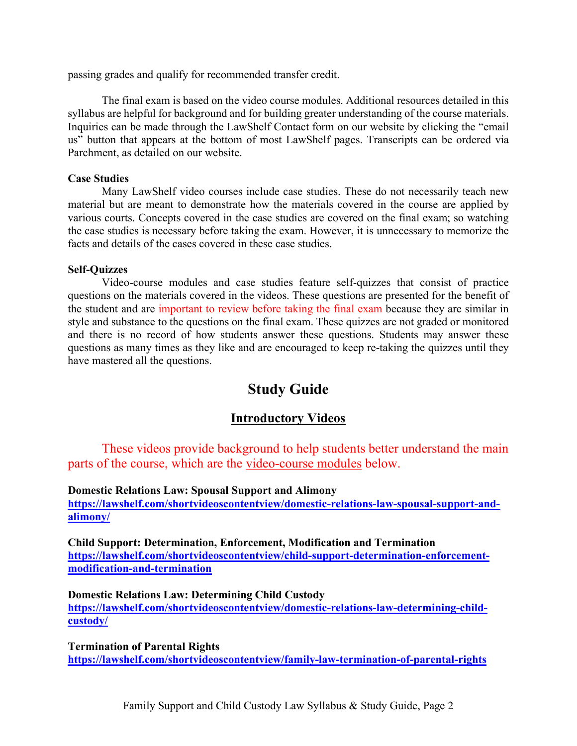passing grades and qualify for recommended transfer credit.

The final exam is based on the video course modules. Additional resources detailed in this syllabus are helpful for background and for building greater understanding of the course materials. Inquiries can be made through the LawShelf Contact form on our website by clicking the "email us" button that appears at the bottom of most LawShelf pages. Transcripts can be ordered via Parchment, as detailed on our website.

**Case Studies**

Many LawShelf video courses include case studies. These do not necessarily teach new material but are meant to demonstrate how the materials covered in the course are applied by various courts. Concepts covered in the case studies are covered on the final exam; so watching the case studies is necessary before taking the exam. However, it is unnecessary to memorize the facts and details of the cases covered in these case studies.

**Self-Quizzes**

Video-course modules and case studies feature self-quizzes that consist of practice questions on the materials covered in the videos. These questions are presented for the benefit of the student and are important to review before taking the final exam because they are similar in style and substance to the questions on the final exam. These quizzes are not graded or monitored and there is no record of how students answer these questions. Students may answer these questions as many times as they like and are encouraged to keep re-taking the quizzes until they have mastered all the questions.

# Study Guide

## Introductory Videos

These videos provide background to help students better understand the main parts of the course, which are the video-course modules below.

**Domestic Relations Law: Spousal Support and Alimony**
**https://lawshelf.com/shortvideoscontentview/domestic-relations-law-spousal-support-and-alimony/**

**Child Support: Determination, Enforcement, Modification and Termination**
**https://lawshelf.com/shortvideoscontentview/child-support-determination-enforcement-modification-and-termination**

**Domestic Relations Law: Determining Child Custody**
**https://lawshelf.com/shortvideoscontentview/domestic-relations-law-determining-child-custody/**

**Termination of Parental Rights**
**https://lawshelf.com/shortvideoscontentview/family-law-termination-of-parental-rights**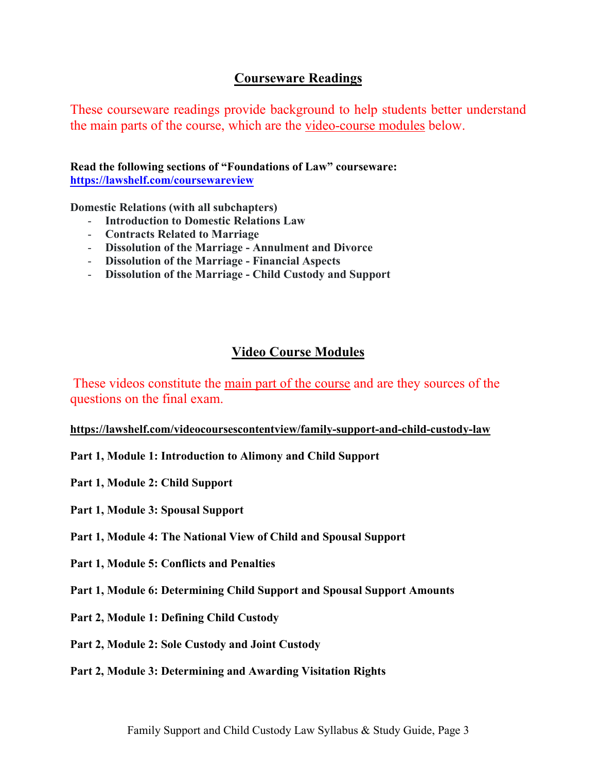## Courseware Readings

These courseware readings provide background to help students better understand the main parts of the course, which are the video-course modules below.

**Read the following sections of "Foundations of Law" courseware:**
**https://lawshelf.com/coursewareview**

**Domestic Relations (with all subchapters)**

- **Introduction to Domestic Relations Law**
- **Contracts Related to Marriage**
- **Dissolution of the Marriage - Annulment and Divorce**
- **Dissolution of the Marriage - Financial Aspects**
- **Dissolution of the Marriage - Child Custody and Support**

## Video Course Modules

These videos constitute the main part of the course and are they sources of the questions on the final exam.

**https://lawshelf.com/videocoursescontentview/family-support-and-child-custody-law**

**Part 1, Module 1: Introduction to Alimony and Child Support**

**Part 1, Module 2: Child Support**

**Part 1, Module 3: Spousal Support**

**Part 1, Module 4: The National View of Child and Spousal Support**

**Part 1, Module 5: Conflicts and Penalties**

**Part 1, Module 6: Determining Child Support and Spousal Support Amounts**

**Part 2, Module 1: Defining Child Custody**

**Part 2, Module 2: Sole Custody and Joint Custody**

**Part 2, Module 3: Determining and Awarding Visitation Rights**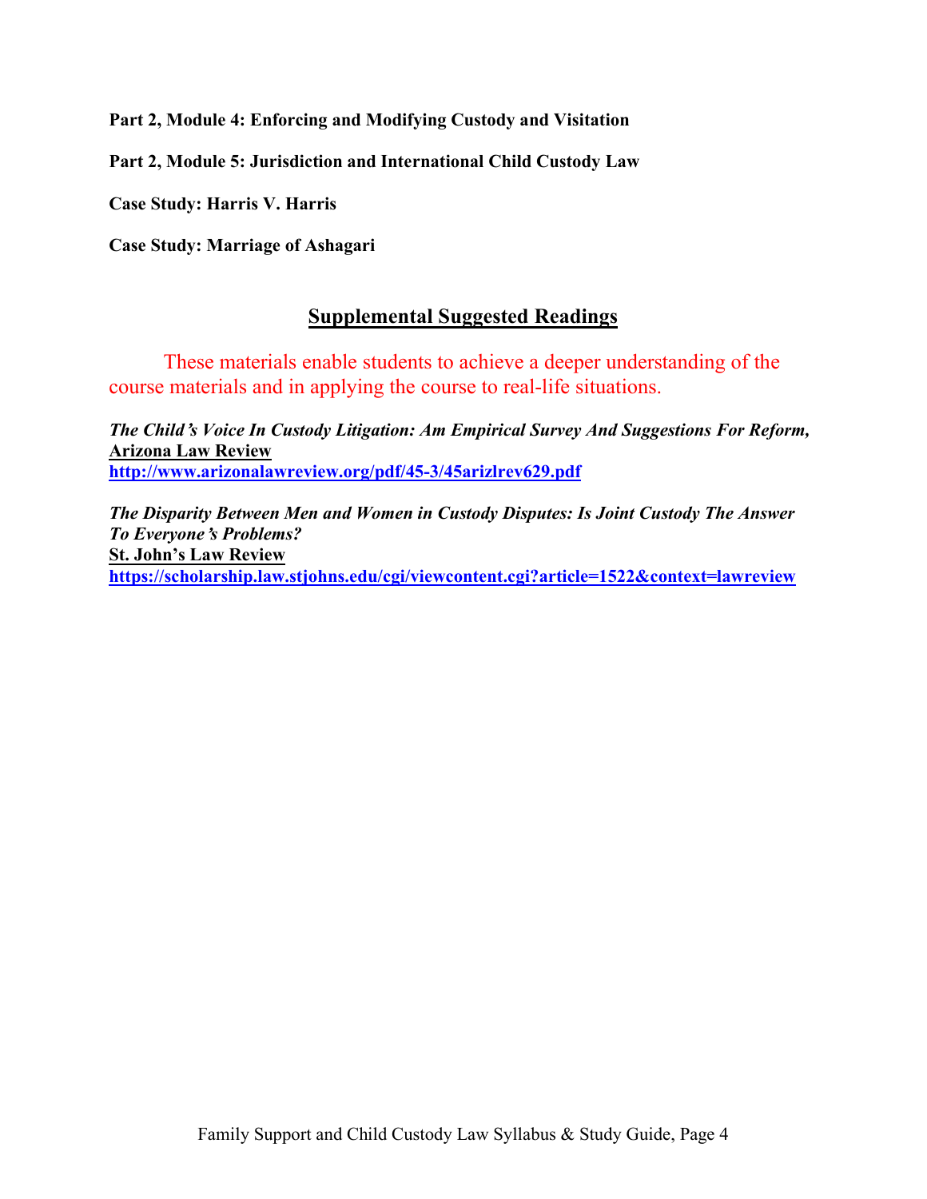**Part 2, Module 4: Enforcing and Modifying Custody and Visitation**

**Part 2, Module 5: Jurisdiction and International Child Custody Law**

**Case Study: Harris V. Harris**

**Case Study: Marriage of Ashagari**

## Supplemental Suggested Readings

These materials enable students to achieve a deeper understanding of the course materials and in applying the course to real-life situations.

***The Child's Voice In Custody Litigation: Am Empirical Survey And Suggestions For Reform,***
**Arizona Law Review**
**http://www.arizonalawreview.org/pdf/45-3/45arizlrev629.pdf**

***The Disparity Between Men and Women in Custody Disputes: Is Joint Custody The Answer To Everyone's Problems?***
**St. John's Law Review**
**https://scholarship.law.stjohns.edu/cgi/viewcontent.cgi?article=1522&context=lawreview**